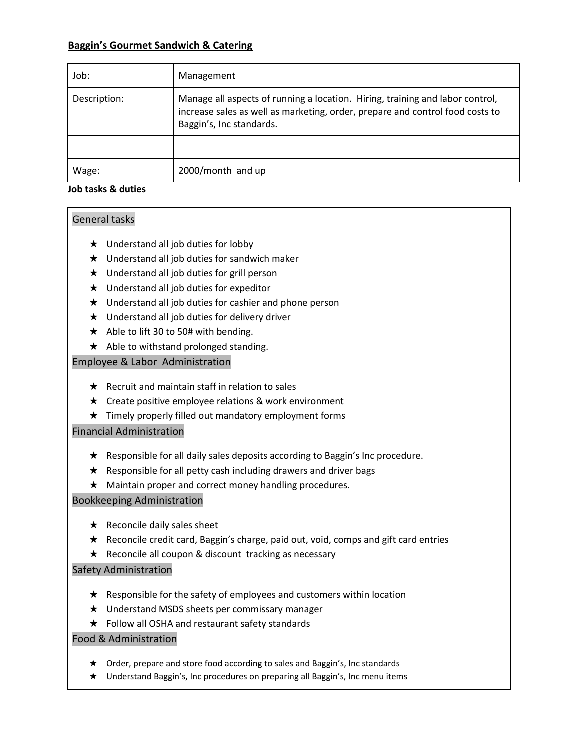**Baggin's Gourmet Sandwich & Catering**

| Job: | Management |
| --- | --- |
| Description: | Manage all aspects of running a location. Hiring, training and labor control, increase sales as well as marketing, order, prepare and control food costs to Baggin's, Inc standards. |
| | |
| Wage: | 2000/month and up |

**Job tasks & duties**

### General tasks

- ★ Understand all job duties for lobby
- ★ Understand all job duties for sandwich maker
- ★ Understand all job duties for grill person
- ★ Understand all job duties for expeditor
- ★ Understand all job duties for cashier and phone person
- ★ Understand all job duties for delivery driver
- ★ Able to lift 30 to 50# with bending.
- ★ Able to withstand prolonged standing.

### Employee & Labor Administration

- ★ Recruit and maintain staff in relation to sales
- ★ Create positive employee relations & work environment
- ★ Timely properly filled out mandatory employment forms

### Financial Administration

- ★ Responsible for all daily sales deposits according to Baggin's Inc procedure.
- ★ Responsible for all petty cash including drawers and driver bags
- ★ Maintain proper and correct money handling procedures.

### Bookkeeping Administration

- ★ Reconcile daily sales sheet
- ★ Reconcile credit card, Baggin's charge, paid out, void, comps and gift card entries
- ★ Reconcile all coupon & discount tracking as necessary

### Safety Administration

- ★ Responsible for the safety of employees and customers within location
- ★ Understand MSDS sheets per commissary manager
- ★ Follow all OSHA and restaurant safety standards

### Food & Administration

- ★ Order, prepare and store food according to sales and Baggin's, Inc standards
- ★ Understand Baggin's, Inc procedures on preparing all Baggin's, Inc menu items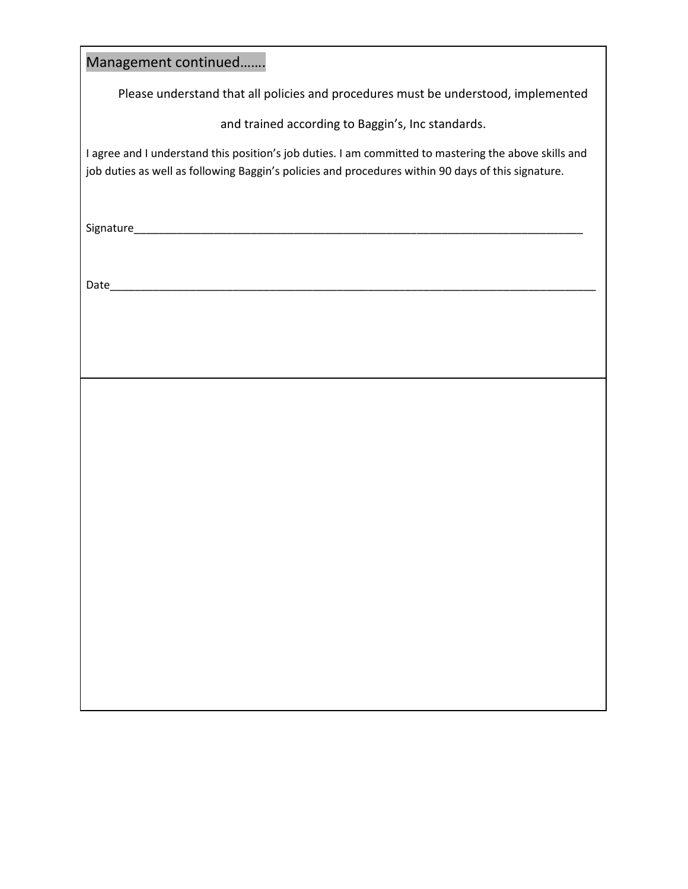Management continued…….

Please understand that all policies and procedures must be understood, implemented and trained according to Baggin's, Inc standards.

I agree and I understand this position's job duties. I am committed to mastering the above skills and job duties as well as following Baggin's policies and procedures within 90 days of this signature.

Signature_______________________________________________________________________________

Date____________________________________________________________________________________